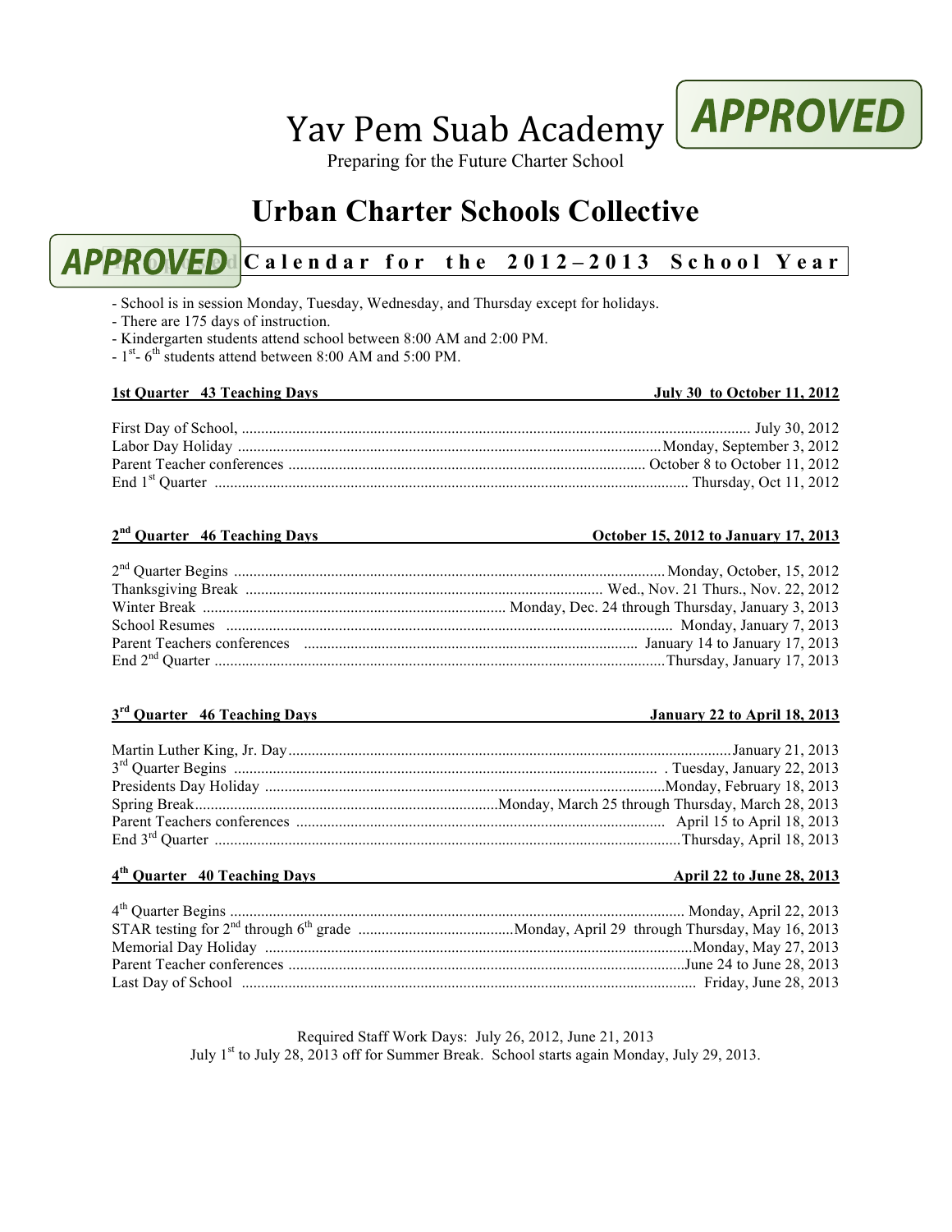# Yav Pem Suab Academy

APPROVED

Preparing for the Future Charter School

## Urban Charter Schools Collective

APPROVED

### Calendar for the 2012–2013 School Year

- School is in session Monday, Tuesday, Wednesday, and Thursday except for holidays.
- There are 175 days of instruction.
- Kindergarten students attend school between 8:00 AM and 2:00 PM.
- 1st- 6th students attend between 8:00 AM and 5:00 PM.

**1st Quarter 43 Teaching Days** **July 30 to October 11, 2012**

First Day of School, ........ July 30, 2012
Labor Day Holiday ........ Monday, September 3, 2012
Parent Teacher conferences ........ October 8 to October 11, 2012
End 1st Quarter ........ Thursday, Oct 11, 2012

**2nd Quarter 46 Teaching Days** **October 15, 2012 to January 17, 2013**

2nd Quarter Begins ........ Monday, October, 15, 2012
Thanksgiving Break ........ Wed., Nov. 21 Thurs., Nov. 22, 2012
Winter Break ........ Monday, Dec. 24 through Thursday, January 3, 2013
School Resumes ........ Monday, January 7, 2013
Parent Teachers conferences ........ January 14 to January 17, 2013
End 2nd Quarter ........ Thursday, January 17, 2013

**3rd Quarter 46 Teaching Days** **January 22 to April 18, 2013**

Martin Luther King, Jr. Day........ January 21, 2013
3rd Quarter Begins ........ . Tuesday, January 22, 2013
Presidents Day Holiday ........ Monday, February 18, 2013
Spring Break........ Monday, March 25 through Thursday, March 28, 2013
Parent Teachers conferences ........ April 15 to April 18, 2013
End 3rd Quarter ........ Thursday, April 18, 2013

**4th Quarter 40 Teaching Days** **April 22 to June 28, 2013**

4th Quarter Begins ........ Monday, April 22, 2013
STAR testing for 2nd through 6th grade ........ Monday, April 29 through Thursday, May 16, 2013
Memorial Day Holiday ........ Monday, May 27, 2013
Parent Teacher conferences ........ June 24 to June 28, 2013
Last Day of School ........ Friday, June 28, 2013

Required Staff Work Days: July 26, 2012, June 21, 2013
July 1st to July 28, 2013 off for Summer Break. School starts again Monday, July 29, 2013.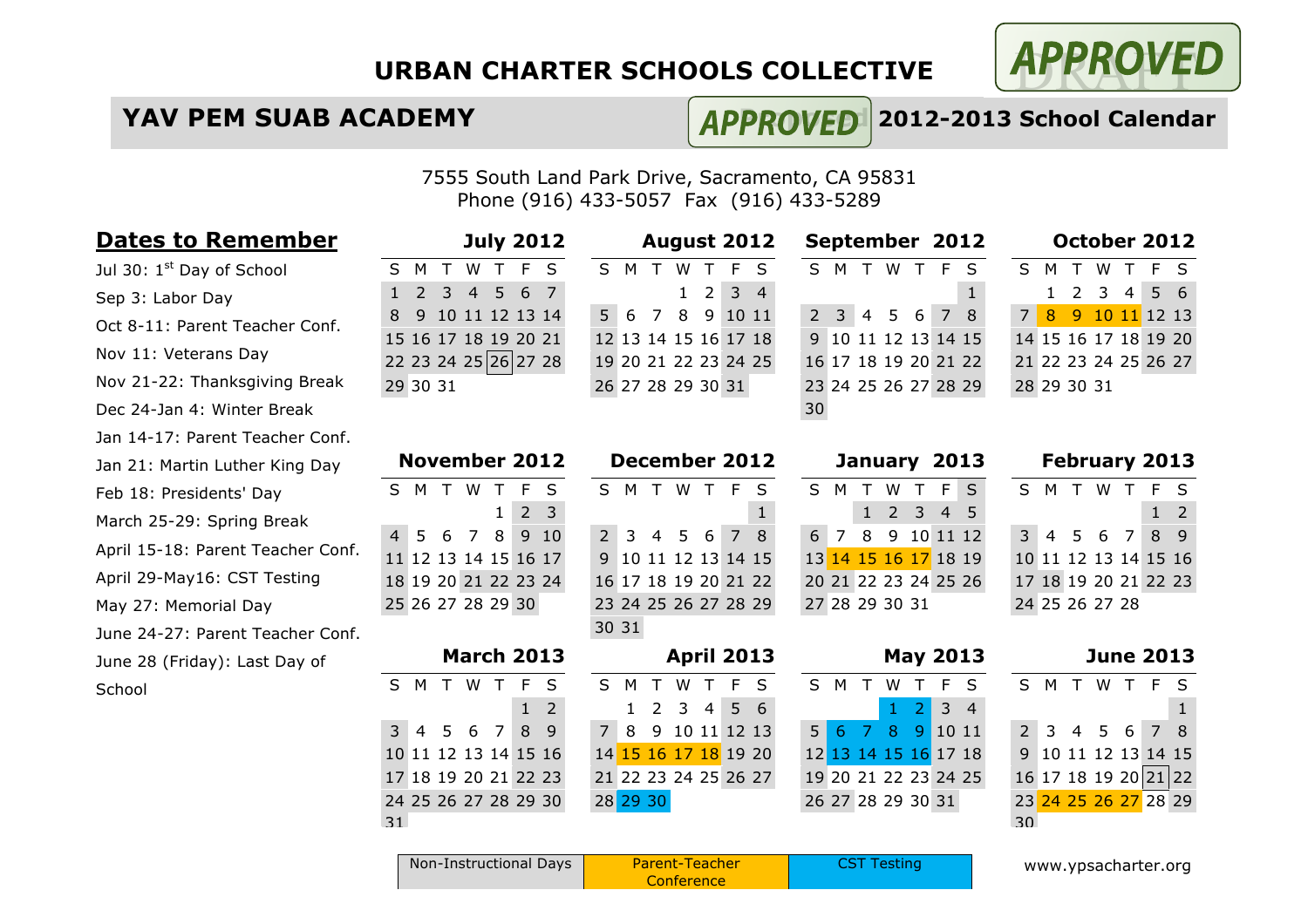# URBAN CHARTER SCHOOLS COLLECTIVE

APPROVED

## YAV PEM SUAB ACADEMY

APPROVED **2012-2013 School Calendar**

7555 South Land Park Drive, Sacramento, CA 95831
Phone (916) 433-5057 Fax (916) 433-5289

## Dates to Remember

Jul 30: 1st Day of School
Sep 3: Labor Day
Oct 8-11: Parent Teacher Conf.
Nov 11: Veterans Day
Nov 21-22: Thanksgiving Break
Dec 24-Jan 4: Winter Break
Jan 14-17: Parent Teacher Conf.
Jan 21: Martin Luther King Day
Feb 18: Presidents' Day
March 25-29: Spring Break
April 15-18: Parent Teacher Conf.
April 29-May16: CST Testing
May 27: Memorial Day
June 24-27: Parent Teacher Conf.
June 28 (Friday): Last Day of School

### July 2012

| S | M | T | W | T | F | S |
|---|---|---|---|---|---|---|
| 1 | 2 | 3 | 4 | 5 | 6 | 7 |
| 8 | 9 | 10 | 11 | 12 | 13 | 14 |
| 15 | 16 | 17 | 18 | 19 | 20 | 21 |
| 22 | 23 | 24 | 25 | 26 | 27 | 28 |
| 29 | 30 | 31 | | | | |

### August 2012

| S | M | T | W | T | F | S |
|---|---|---|---|---|---|---|
| | | | 1 | 2 | 3 | 4 |
| 5 | 6 | 7 | 8 | 9 | 10 | 11 |
| 12 | 13 | 14 | 15 | 16 | 17 | 18 |
| 19 | 20 | 21 | 22 | 23 | 24 | 25 |
| 26 | 27 | 28 | 29 | 30 | 31 | |

### September 2012

| S | M | T | W | T | F | S |
|---|---|---|---|---|---|---|
| | | | | | | 1 |
| 2 | 3 | 4 | 5 | 6 | 7 | 8 |
| 9 | 10 | 11 | 12 | 13 | 14 | 15 |
| 16 | 17 | 18 | 19 | 20 | 21 | 22 |
| 23 | 24 | 25 | 26 | 27 | 28 | 29 |
| 30 | | | | | | |

### October 2012

| S | M | T | W | T | F | S |
|---|---|---|---|---|---|---|
| | 1 | 2 | 3 | 4 | 5 | 6 |
| 7 | 8 | 9 | 10 | 11 | 12 | 13 |
| 14 | 15 | 16 | 17 | 18 | 19 | 20 |
| 21 | 22 | 23 | 24 | 25 | 26 | 27 |
| 28 | 29 | 30 | 31 | | | |

### November 2012

| S | M | T | W | T | F | S |
|---|---|---|---|---|---|---|
| | | | | 1 | 2 | 3 |
| 4 | 5 | 6 | 7 | 8 | 9 | 10 |
| 11 | 12 | 13 | 14 | 15 | 16 | 17 |
| 18 | 19 | 20 | 21 | 22 | 23 | 24 |
| 25 | 26 | 27 | 28 | 29 | 30 | |

### December 2012

| S | M | T | W | T | F | S |
|---|---|---|---|---|---|---|
| | | | | | | 1 |
| 2 | 3 | 4 | 5 | 6 | 7 | 8 |
| 9 | 10 | 11 | 12 | 13 | 14 | 15 |
| 16 | 17 | 18 | 19 | 20 | 21 | 22 |
| 23 | 24 | 25 | 26 | 27 | 28 | 29 |
| 30 | 31 | | | | | |

### January 2013

| S | M | T | W | T | F | S |
|---|---|---|---|---|---|---|
| | | 1 | 2 | 3 | 4 | 5 |
| 6 | 7 | 8 | 9 | 10 | 11 | 12 |
| 13 | 14 | 15 | 16 | 17 | 18 | 19 |
| 20 | 21 | 22 | 23 | 24 | 25 | 26 |
| 27 | 28 | 29 | 30 | 31 | | |

### February 2013

| S | M | T | W | T | F | S |
|---|---|---|---|---|---|---|
| | | | | | 1 | 2 |
| 3 | 4 | 5 | 6 | 7 | 8 | 9 |
| 10 | 11 | 12 | 13 | 14 | 15 | 16 |
| 17 | 18 | 19 | 20 | 21 | 22 | 23 |
| 24 | 25 | 26 | 27 | 28 | | |

### March 2013

| S | M | T | W | T | F | S |
|---|---|---|---|---|---|---|
| | | | | | 1 | 2 |
| 3 | 4 | 5 | 6 | 7 | 8 | 9 |
| 10 | 11 | 12 | 13 | 14 | 15 | 16 |
| 17 | 18 | 19 | 20 | 21 | 22 | 23 |
| 24 | 25 | 26 | 27 | 28 | 29 | 30 |
| 31 | | | | | | |

### April 2013

| S | M | T | W | T | F | S |
|---|---|---|---|---|---|---|
| | 1 | 2 | 3 | 4 | 5 | 6 |
| 7 | 8 | 9 | 10 | 11 | 12 | 13 |
| 14 | 15 | 16 | 17 | 18 | 19 | 20 |
| 21 | 22 | 23 | 24 | 25 | 26 | 27 |
| 28 | 29 | 30 | | | | |

### May 2013

| S | M | T | W | T | F | S |
|---|---|---|---|---|---|---|
| | | | 1 | 2 | 3 | 4 |
| 5 | 6 | 7 | 8 | 9 | 10 | 11 |
| 12 | 13 | 14 | 15 | 16 | 17 | 18 |
| 19 | 20 | 21 | 22 | 23 | 24 | 25 |
| 26 | 27 | 28 | 29 | 30 | 31 | |

### June 2013

| S | M | T | W | T | F | S |
|---|---|---|---|---|---|---|
| | | | | | | 1 |
| 2 | 3 | 4 | 5 | 6 | 7 | 8 |
| 9 | 10 | 11 | 12 | 13 | 14 | 15 |
| 16 | 17 | 18 | 19 | 20 | 21 | 22 |
| 23 | 24 | 25 | 26 | 27 | 28 | 29 |
| 30 | | | | | | |

| Non-Instructional Days | Parent-Teacher Conference | CST Testing |
|---|---|---|

www.ypsacharter.org